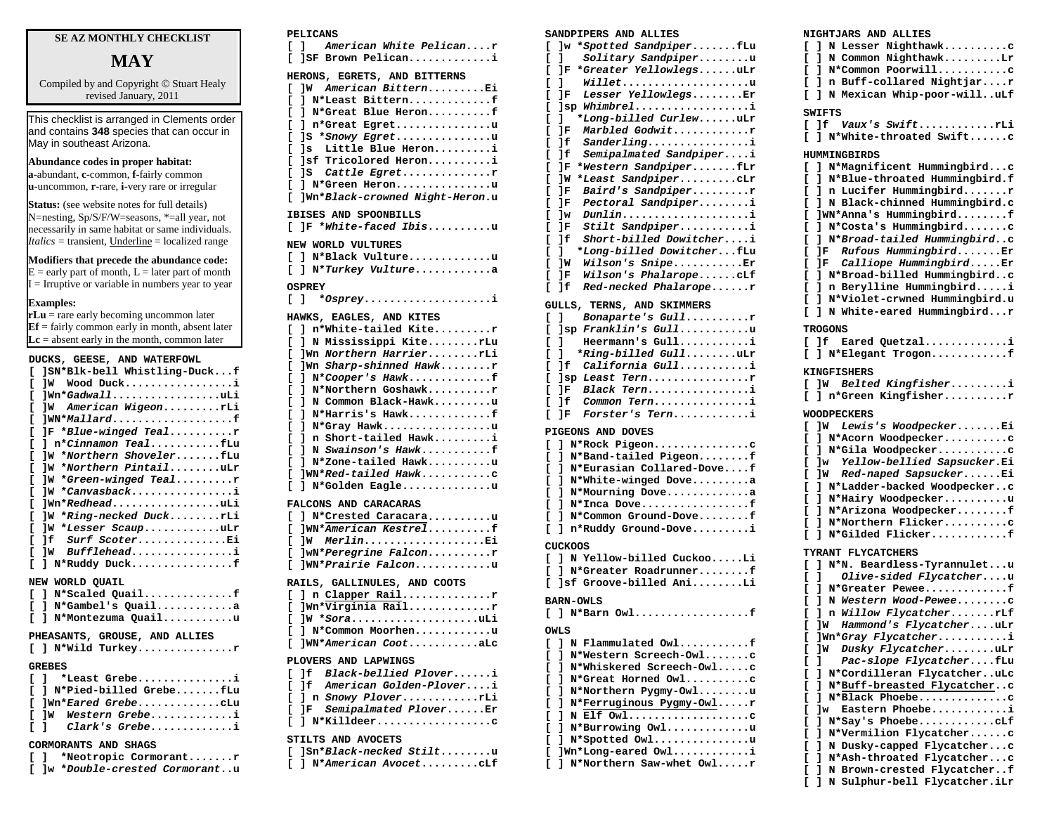# SE AZ MONTHLY CHECKLIST

## MAY

Compiled by and Copyright © Stuart Healy
revised January, 2011

This checklist is arranged in Clements order and contains **348** species that can occur in May in southeast Arizona.

**Abundance codes in proper habitat:**
**a**-abundant, **c**-common, **f**-fairly common
**u**-uncommon, **r**-rare, **i**-very rare or irregular

**Status:** (see website notes for full details)
N=nesting, Sp/S/F/W=seasons, *=all year, not necessarily in same habitat or same individuals.
*Italics* = transient, Underline = localized range

**Modifiers that precede the abundance code:**
E = early part of month, L = later part of month
I = Irruptive or variable in numbers year to year

**Examples:**
**rLu** = rare early becoming uncommon later
**Ef** = fairly common early in month, absent later
**Lc** = absent early in the month, common later

```
DUCKS, GEESE, AND WATERFOWL
[ ]SN*Blk-bell Whistling-Duck...f
[ ]W  Wood Duck.................i
[ ]Wn*Gadwall.................uLi
[ ]W  American Wigeon.........rLi
[ ]WN*Mallard...................f
[ ]F *Blue-winged Teal..........r
[ ] n*Cinnamon Teal...........fLu
[ ]W *Northern Shoveler.......fLu
[ ]W *Northern Pintail........uLr
[ ]W *Green-winged Teal.........r
[ ]W *Canvasback................i
[ ]Wn*Redhead.................uLi
[ ]W *Ring-necked Duck........rLi
[ ]W *Lesser Scaup............uLr
[ ]f  Surf Scoter..............Ei
[ ]W  Bufflehead................i
[ ] N*Ruddy Duck................f

NEW WORLD QUAIL
[ ] N*Scaled Quail..............f
[ ] N*Gambel's Quail............a
[ ] N*Montezuma Quail...........u

PHEASANTS, GROUSE, AND ALLIES
[ ] N*Wild Turkey...............r

GREBES
[ ]  *Least Grebe...............i
[ ] N*Pied-billed Grebe.......fLu
[ ]Wn*Eared Grebe.............cLu
[ ]W  Western Grebe.............i
[ ]   Clark's Grebe.............i

CORMORANTS AND SHAGS
[ ]  *Neotropic Cormorant.......r
[ ]w *Double-crested Cormorant..u

PELICANS
[ ]   American White Pelican....r
[ ]SF Brown Pelican.............i

HERONS, EGRETS, AND BITTERNS
[ ]W  American Bittern.........Ei
[ ] N*Least Bittern.............f
[ ] N*Great Blue Heron..........f
[ ] n*Great Egret...............u
[ ]S *Snowy Egret...............u
[ ]s  Little Blue Heron.........i
[ ]sf Tricolored Heron..........i
[ ]S  Cattle Egret..............r
[ ] N*Green Heron...............u
[ ]Wn*Black-crowned Night-Heron.u

IBISES AND SPOONBILLS
[ ]F *White-faced Ibis..........u

NEW WORLD VULTURES
[ ] N*Black Vulture.............u
[ ] N*Turkey Vulture............a

OSPREY
[ ]  *Osprey....................i

HAWKS, EAGLES, AND KITES
[ ] n*White-tailed Kite.........r
[ ] N Mississippi Kite........rLu
[ ]Wn Northern Harrier........rLi
[ ]Wn Sharp-shinned Hawk........r
[ ] N*Cooper's Hawk.............f
[ ] N*Northern Goshawk..........r
[ ] N Common Black-Hawk.........u
[ ] N*Harris's Hawk.............f
[ ] N*Gray Hawk.................u
[ ] n Short-tailed Hawk.........i
[ ] N Swainson's Hawk...........f
[ ] N*Zone-tailed Hawk..........u
[ ]WN*Red-tailed Hawk...........c
[ ] N*Golden Eagle..............u

FALCONS AND CARACARAS
[ ] N*Crested Caracara..........u
[ ]WN*American Kestrel..........f
[ ]W  Merlin...................Ei
[ ]wN*Peregrine Falcon..........r
[ ]WN*Prairie Falcon............u

RAILS, GALLINULES, AND COOTS
[ ] n Clapper Rail..............r
[ ]Wn*Virginia Rail.............r
[ ]W *Sora....................uLi
[ ] N*Common Moorhen............u
[ ]WN*American Coot...........aLc

PLOVERS AND LAPWINGS
[ ]f  Black-bellied Plover......i
[ ]f  American Golden-Plover....i
[ ] n Snowy Plover............rLi
[ ]F  Semipalmated Plover......Er
[ ] N*Killdeer..................c

STILTS AND AVOCETS
[ ]Sn*Black-necked Stilt........u
[ ] N*American Avocet.........cLf

SANDPIPERS AND ALLIES
[ ]w *Spotted Sandpiper.......fLu
[ ]   Solitary Sandpiper........u
[ ]F *Greater Yellowlegs......uLr
[ ]   Willet....................u
[ ]F  Lesser Yellowlegs........Er
[ ]sp Whimbrel..................i
[ ]  *Long-billed Curlew......uLr
[ ]F  Marbled Godwit............r
[ ]f  Sanderling................i
[ ]f  Semipalmated Sandpiper....i
[ ]F *Western Sandpiper.......fLr
[ ]W *Least Sandpiper.........cLr
[ ]F  Baird's Sandpiper.........r
[ ]F  Pectoral Sandpiper........i
[ ]w  Dunlin....................i
[ ]F  Stilt Sandpiper...........i
[ ]f  Short-billed Dowitcher....i
[ ]  *Long-billed Dowitcher...fLu
[ ]W  Wilson's Snipe...........Er
[ ]F  Wilson's Phalarope......cLf
[ ]f  Red-necked Phalarope......r

GULLS, TERNS, AND SKIMMERS
[ ]   Bonaparte's Gull..........r
[ ]sp Franklin's Gull...........u
[ ]   Heermann's Gull...........i
[ ]  *Ring-billed Gull........uLr
[ ]f  California Gull...........i
[ ]sp Least Tern................r
[ ]F  Black Tern................i
[ ]f  Common Tern...............i
[ ]F  Forster's Tern............i

PIGEONS AND DOVES
[ ] N*Rock Pigeon...............c
[ ] N*Band-tailed Pigeon........f
[ ] N*Eurasian Collared-Dove....f
[ ] N*White-winged Dove.........a
[ ] N*Mourning Dove.............a
[ ] N*Inca Dove.................f
[ ] N*Common Ground-Dove........f
[ ] n*Ruddy Ground-Dove.........i

CUCKOOS
[ ] N Yellow-billed Cuckoo.....Li
[ ] N*Greater Roadrunner........f
[ ]sf Groove-billed Ani........Li

BARN-OWLS
[ ] N*Barn Owl..................f

OWLS
[ ] N Flammulated Owl...........f
[ ] N*Western Screech-Owl.......c
[ ] N*Whiskered Screech-Owl.....c
[ ] N*Great Horned Owl..........c
[ ] N*Northern Pygmy-Owl........u
[ ] N*Ferruginous Pygmy-Owl.....r
[ ] N Elf Owl...................c
[ ] N*Burrowing Owl.............u
[ ] N*Spotted Owl...............u
[ ]Wn*Long-eared Owl............i
[ ] N*Northern Saw-whet Owl.....r

NIGHTJARS AND ALLIES
[ ] N Lesser Nighthawk..........c
[ ] N Common Nighthawk.........Lr
[ ] N*Common Poorwill...........c
[ ] n Buff-collared Nightjar...r
[ ] N Mexican Whip-poor-will..uLf

SWIFTS
[ ]f  Vaux's Swift............rLi
[ ] N*White-throated Swift......c

HUMMINGBIRDS
[ ] N*Magnificent Hummingbird...c
[ ] N*Blue-throated Hummingbird.f
[ ] n Lucifer Hummingbird.......r
[ ] N Black-chinned Hummingbird.c
[ ]WN*Anna's Hummingbird........f
[ ] N*Costa's Hummingbird.......c
[ ] N*Broad-tailed Hummingbird..c
[ ]F  Rufous Hummingbird.......Er
[ ]F  Calliope Hummingbird.....Er
[ ] N*Broad-billed Hummingbird..c
[ ] n Berylline Hummingbird.....i
[ ] N*Violet-crwned Hummingbird.u
[ ] N White-eared Hummingbird...r

TROGONS
[ ]f  Eared Quetzal.............i
[ ] N*Elegant Trogon............f

KINGFISHERS
[ ]W  Belted Kingfisher.........i
[ ] n*Green Kingfisher..........r

WOODPECKERS
[ ]W  Lewis's Woodpecker.......Ei
[ ] N*Acorn Woodpecker..........c
[ ] N*Gila Woodpecker...........c
[ ]w  Yellow-bellied Sapsucker.Ei
[ ]W  Red-naped Sapsucker......Ei
[ ] N*Ladder-backed Woodpecker..c
[ ] N*Hairy Woodpecker..........u
[ ] N*Arizona Woodpecker........f
[ ] N*Northern Flicker..........c
[ ] N*Gilded Flicker............f

TYRANT FLYCATCHERS
[ ] N*N. Beardless-Tyrannulet...u
[ ]   Olive-sided Flycatcher....u
[ ] N*Greater Pewee.............f
[ ] N Western Wood-Pewee........c
[ ] n Willow Flycatcher.......rLf
[ ]W  Hammond's Flycatcher....uLr
[ ]Wn*Gray Flycatcher...........i
[ ]W  Dusky Flycatcher........uLr
[ ]   Pac-slope Flycatcher....fLu
[ ] N*Cordilleran Flycatcher..uLc
[ ] N*Buff-breasted Flycatcher..c
[ ] N*Black Phoebe..............c
[ ]w  Eastern Phoebe............i
[ ] N*Say's Phoebe............cLf
[ ] N*Vermilion Flycatcher......c
[ ] N Dusky-capped Flycatcher...c
[ ] N*Ash-throated Flycatcher...c
[ ] N Brown-crested Flycatcher..f
[ ] N Sulphur-bell Flycatcher.iLr
```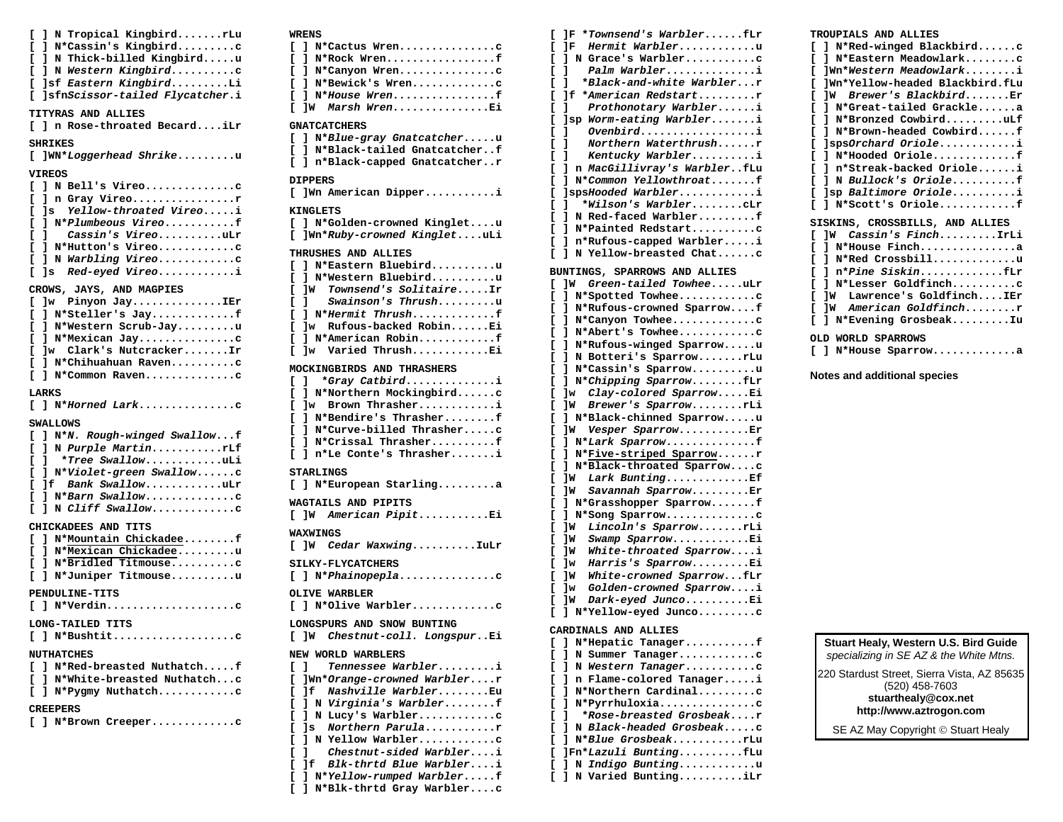[ ] N Tropical Kingbird.......rLu
[ ] N*Cassin's Kingbird.........c
[ ] N Thick-billed Kingbird.....u
[ ] N *Western Kingbird*..........c
[ ]sf *Eastern Kingbird*.........Li
[ ]sfn*Scissor-tailed Flycatcher*.i

**TITYRAS AND ALLIES**

[ ] n Rose-throated Becard....iLr

**SHRIKES**

[ ]WN**Loggerhead Shrike*.........u

**VIREOS**

[ ] N Bell's Vireo..............c
[ ] n Gray Vireo................r
[ ]s *Yellow-throated Vireo*.....i
[ ] N**Plumbeous Vireo*...........f
[ ] *Cassin's Vireo*..........uLr
[ ] N*Hutton's Vireo............c
[ ] N *Warbling Vireo*............c
[ ]s *Red-eyed Vireo*............i

**CROWS, JAYS, AND MAGPIES**

[ ]w Pinyon Jay..............IEr
[ ] N*Steller's Jay.............f
[ ] N*Western Scrub-Jay.........u
[ ] N*Mexican Jay...............c
[ ]w Clark's Nutcracker.......Ir
[ ] N*Chihuahuan Raven..........c
[ ] N*Common Raven..............c

**LARKS**

[ ] N**Horned Lark*...............c

**SWALLOWS**

[ ] N**N. Rough-winged Swallow*...f
[ ] N *Purple Martin*...........rLf
[ ] **Tree Swallow*............uLi
[ ] N**Violet-green Swallow*......c
[ ]f *Bank Swallow*............uLr
[ ] N**Barn Swallow*..............c
[ ] N *Cliff Swallow*.............c

**CHICKADEES AND TITS**

[ ] N*Mountain Chickadee........f
[ ] N*Mexican Chickadee.........u
[ ] N*Bridled Titmouse..........c
[ ] N*Juniper Titmouse..........u

**PENDULINE-TITS**

[ ] N*Verdin....................c

**LONG-TAILED TITS**

[ ] N*Bushtit...................c

**NUTHATCHES**

[ ] N*Red-breasted Nuthatch.....f
[ ] N*White-breasted Nuthatch...c
[ ] N*Pygmy Nuthatch............c

**CREEPERS**

[ ] N*Brown Creeper.............c

**WRENS**

[ ] N*Cactus Wren...............c
[ ] N*Rock Wren.................f
[ ] N*Canyon Wren...............c
[ ] N*Bewick's Wren.............c
[ ] N**House Wren*................f
[ ]W *Marsh Wren*...............Ei

**GNATCATCHERS**

[ ] N**Blue-gray Gnatcatcher*.....u
[ ] N*Black-tailed Gnatcatcher..f
[ ] n*Black-capped Gnatcatcher..r

**DIPPERS**

[ ]Wn American Dipper...........i

**KINGLETS**

[ ] N*Golden-crowned Kinglet....u
[ ]Wn**Ruby-crowned Kinglet*....uLi

**THRUSHES AND ALLIES**

[ ] N*Eastern Bluebird..........u
[ ] N*Western Bluebird..........u
[ ]W *Townsend's Solitaire*.....Ir
[ ] *Swainson's Thrush*.........u
[ ] N**Hermit Thrush*.............f
[ ]w Rufous-backed Robin......Ei
[ ] N*American Robin............f
[ ]w Varied Thrush............Ei

**MOCKINGBIRDS AND THRASHERS**

[ ] **Gray Catbird*..............i
[ ] N*Northern Mockingbird......c
[ ]w Brown Thrasher............i
[ ] N*Bendire's Thrasher........f
[ ] N*Curve-billed Thrasher.....c
[ ] N*Crissal Thrasher..........f
[ ] n*Le Conte's Thrasher.......i

**STARLINGS**

[ ] N*European Starling.........a

**WAGTAILS AND PIPITS**

[ ]W *American Pipit*...........Ei

**WAXWINGS**

[ ]W *Cedar Waxwing*..........IuLr

**SILKY-FLYCATCHERS**

[ ] N**Phainopepla*...............c

**OLIVE WARBLER**

[ ] N*Olive Warbler.............c

**LONGSPURS AND SNOW BUNTING**

[ ]W *Chestnut-coll. Longspur*..Ei

**NEW WORLD WARBLERS**

[ ] *Tennessee Warbler*.........i
[ ]Wn**Orange-crowned Warbler*....r
[ ]f *Nashville Warbler*........Eu
[ ] N *Virginia's Warbler*........f
[ ] N Lucy's Warbler............c
[ ]s *Northern Parula*...........r
[ ] N Yellow Warbler............c
[ ] *Chestnut-sided Warbler*....i
[ ]f *Blk-thrtd Blue Warbler*....i
[ ] N**Yellow-rumped Warbler*.....f
[ ] N*Blk-thrtd Gray Warbler....c
[ ]F **Townsend's Warbler*......fLr
[ ]F *Hermit Warbler*............u
[ ] N Grace's Warbler...........c
[ ] *Palm Warbler*..............i
[ ] **Black-and-white Warbler*...r
[ ]f **American Redstart*.........r
[ ] *Prothonotary Warbler*......i
[ ]sp *Worm-eating Warbler*.......i
[ ] *Ovenbird*..................i
[ ] *Northern Waterthrush*......r
[ ] *Kentucky Warbler*..........i
[ ] n *MacGillivray's Warbler*..fLu
[ ] N**Common Yellowthroat*.......f
[ ]sps*Hooded Warbler*............i
[ ] **Wilson's Warbler*........cLr
[ ] N Red-faced Warbler.........f
[ ] N*Painted Redstart..........c
[ ] n*Rufous-capped Warbler.....i
[ ] N Yellow-breasted Chat......c

**BUNTINGS, SPARROWS AND ALLIES**

[ ]W *Green-tailed Towhee*.....uLr
[ ] N*Spotted Towhee............c
[ ] N*Rufous-crowned Sparrow....f
[ ] N*Canyon Towhee.............c
[ ] N*Abert's Towhee............c
[ ] N*Rufous-winged Sparrow.....u
[ ] N Botteri's Sparrow.......rLu
[ ] N*Cassin's Sparrow..........u
[ ] N**Chipping Sparrow*........fLr
[ ]w *Clay-colored Sparrow*.....Ei
[ ]W *Brewer's Sparrow*........rLi
[ ] N*Black-chinned Sparrow.....u
[ ]W *Vesper Sparrow*...........Er
[ ] N**Lark Sparrow*..............f
[ ] N*Five-striped Sparrow......r
[ ] N*Black-throated Sparrow....c
[ ]W *Lark Bunting*.............Ef
[ ]W *Savannah Sparrow*.........Er
[ ] N*Grasshopper Sparrow.......f
[ ] N*Song Sparrow..............c
[ ]W *Lincoln's Sparrow*.......rLi
[ ]W *Swamp Sparrow*............Ei
[ ]W *White-throated Sparrow*....i
[ ]w *Harris's Sparrow*.........Ei
[ ]W *White-crowned Sparrow*...fLr
[ ]w *Golden-crowned Sparrow*....i
[ ]W *Dark-eyed Junco*..........Ei
[ ] N*Yellow-eyed Junco.........c

**CARDINALS AND ALLIES**

[ ] N*Hepatic Tanager...........f
[ ] N Summer Tanager............c
[ ] N *Western Tanager*...........c
[ ] n Flame-colored Tanager.....i
[ ] N*Northern Cardinal.........c
[ ] N*Pyrrhuloxia...............c
[ ] **Rose-breasted Grosbeak*....r
[ ] N *Black-headed Grosbeak*.....c
[ ] N**Blue Grosbeak*...........rLu
[ ]Fn**Lazuli Bunting*..........fLu
[ ] N *Indigo Bunting*............u
[ ] N Varied Bunting..........iLr

**TROUPIALS AND ALLIES**

[ ] N*Red-winged Blackbird......c
[ ] N*Eastern Meadowlark........c
[ ]Wn**Western Meadowlark*........i
[ ]Wn*Yellow-headed Blackbird.fLu
[ ]W *Brewer's Blackbird*.......Er
[ ] N*Great-tailed Grackle......a
[ ] N*Bronzed Cowbird.........uLf
[ ] N*Brown-headed Cowbird......f
[ ]sps*Orchard Oriole*............i
[ ] N*Hooded Oriole.............f
[ ] n*Streak-backed Oriole......i
[ ] N *Bullock's Oriole*..........f
[ ]sp *Baltimore Oriole*..........i
[ ] N*Scott's Oriole............f

**SISKINS, CROSSBILLS, AND ALLIES**

[ ]W *Cassin's Finch*.........IrLi
[ ] N*House Finch...............a
[ ] N*Red Crossbill.............u
[ ] n**Pine Siskin*.............fLr
[ ] N*Lesser Goldfinch..........c
[ ]W Lawrence's Goldfinch....IEr
[ ]W *American Goldfinch*........r
[ ] N*Evening Grosbeak.........Iu

**OLD WORLD SPARROWS**

[ ] N*House Sparrow.............a

**Notes and additional species**

**Stuart Healy, Western U.S. Bird Guide**
*specializing in SE AZ & the White Mtns.*

220 Stardust Street, Sierra Vista, AZ 85635
(520) 458-7603
**stuarthealy@cox.net**
**http://www.aztrogon.com**

SE AZ May Copyright © Stuart Healy